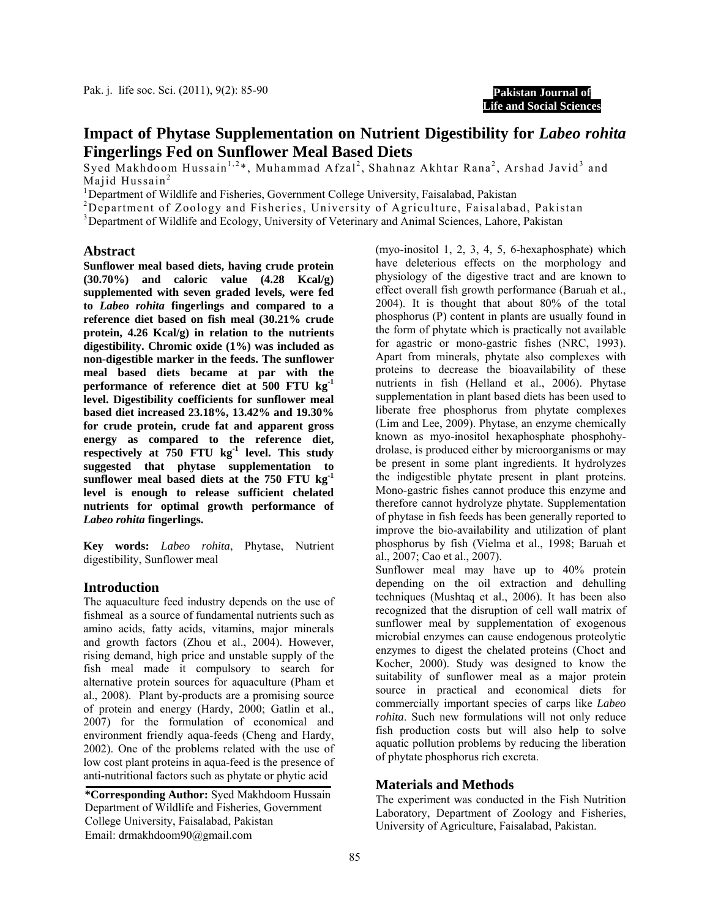# Impact of Phytase Supplementation on Nutrient Digestibility for *Labeo rohita* Fingerlings Fed on Sunflower Meal Based Diets

Syed Makhdoom Hussain[1,2]*, Muhammad Afzal[2], Shahnaz Akhtar Rana[2], Arshad Javid[3] and Majid Hussain[2]

[1]Department of Wildlife and Fisheries, Government College University, Faisalabad, Pakistan

[2]Department of Zoology and Fisheries, University of Agriculture, Faisalabad, Pakistan

[3]Department of Wildlife and Ecology, University of Veterinary and Animal Sciences, Lahore, Pakistan

## Abstract

**Sunflower meal based diets, having crude protein (30.70%) and caloric value (4.28 Kcal/g) supplemented with seven graded levels, were fed to *Labeo rohita* fingerlings and compared to a reference diet based on fish meal (30.21% crude protein, 4.26 Kcal/g) in relation to the nutrients digestibility. Chromic oxide (1%) was included as non-digestible marker in the feeds. The sunflower meal based diets became at par with the performance of reference diet at 500 FTU kg$^{-1}$ level. Digestibility coefficients for sunflower meal based diet increased 23.18%, 13.42% and 19.30% for crude protein, crude fat and apparent gross energy as compared to the reference diet, respectively at 750 FTU kg$^{-1}$ level. This study suggested that phytase supplementation to sunflower meal based diets at the 750 FTU kg$^{-1}$ level is enough to release sufficient chelated nutrients for optimal growth performance of *Labeo rohita* fingerlings.**

**Key words:** *Labeo rohita*, Phytase, Nutrient digestibility, Sunflower meal

## Introduction

The aquaculture feed industry depends on the use of fishmeal as a source of fundamental nutrients such as amino acids, fatty acids, vitamins, major minerals and growth factors (Zhou et al., 2004). However, rising demand, high price and unstable supply of the fish meal made it compulsory to search for alternative protein sources for aquaculture (Pham et al., 2008). Plant by-products are a promising source of protein and energy (Hardy, 2000; Gatlin et al., 2007) for the formulation of economical and environment friendly aqua-feeds (Cheng and Hardy, 2002). One of the problems related with the use of low cost plant proteins in aqua-feed is the presence of anti-nutritional factors such as phytate or phytic acid (myo-inositol 1, 2, 3, 4, 5, 6-hexaphosphate) which have deleterious effects on the morphology and physiology of the digestive tract and are known to effect overall fish growth performance (Baruah et al., 2004). It is thought that about 80% of the total phosphorus (P) content in plants are usually found in the form of phytate which is practically not available for agastric or mono-gastric fishes (NRC, 1993). Apart from minerals, phytate also complexes with proteins to decrease the bioavailability of these nutrients in fish (Helland et al., 2006). Phytase supplementation in plant based diets has been used to liberate free phosphorus from phytate complexes (Lim and Lee, 2009). Phytase, an enzyme chemically known as myo-inositol hexaphosphate phosphohydrolase, is produced either by microorganisms or may be present in some plant ingredients. It hydrolyzes the indigestible phytate present in plant proteins. Mono-gastric fishes cannot produce this enzyme and therefore cannot hydrolyze phytate. Supplementation of phytase in fish feeds has been generally reported to improve the bio-availability and utilization of plant phosphorus by fish (Vielma et al., 1998; Baruah et al., 2007; Cao et al., 2007).

Sunflower meal may have up to 40% protein depending on the oil extraction and dehulling techniques (Mushtaq et al., 2006). It has been also recognized that the disruption of cell wall matrix of sunflower meal by supplementation of exogenous microbial enzymes can cause endogenous proteolytic enzymes to digest the chelated proteins (Choct and Kocher, 2000). Study was designed to know the suitability of sunflower meal as a major protein source in practical and economical diets for commercially important species of carps like *Labeo rohita*. Such new formulations will not only reduce fish production costs but will also help to solve aquatic pollution problems by reducing the liberation of phytate phosphorus rich excreta.

## Materials and Methods

The experiment was conducted in the Fish Nutrition Laboratory, Department of Zoology and Fisheries, University of Agriculture, Faisalabad, Pakistan.

**\*Corresponding Author:** Syed Makhdoom Hussain Department of Wildlife and Fisheries, Government College University, Faisalabad, Pakistan Email: drmakhdoom90@gmail.com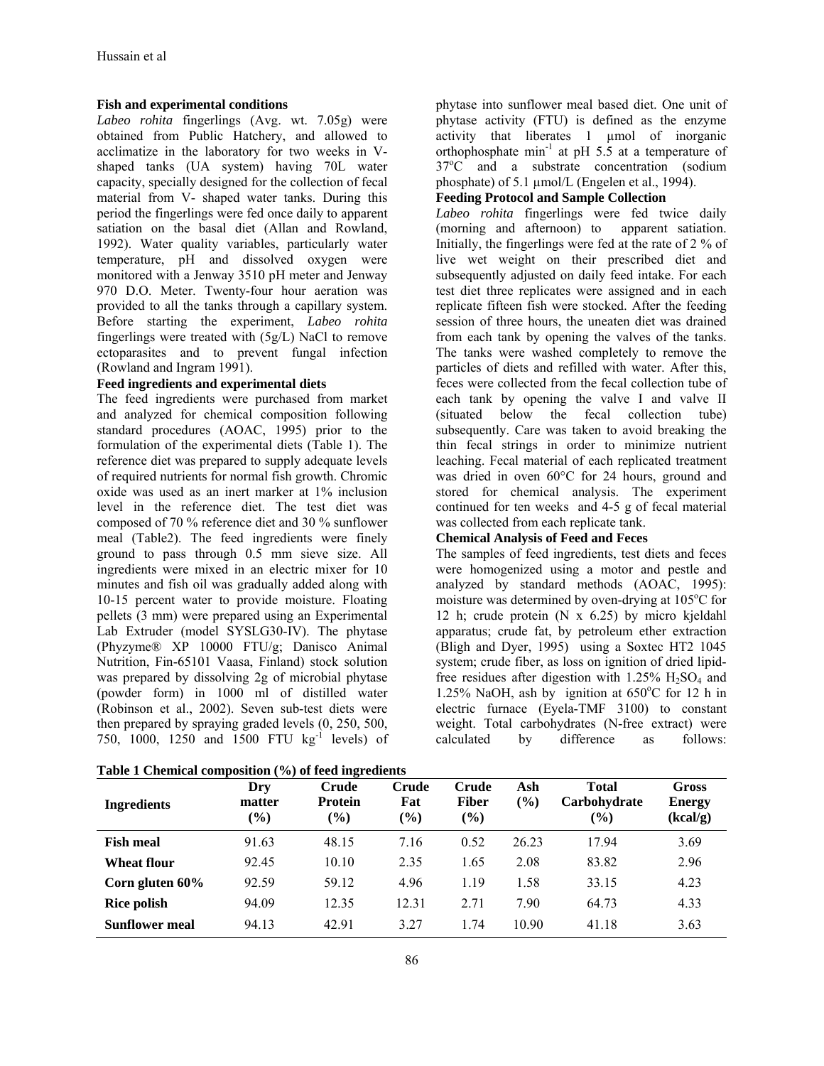### Fish and experimental conditions

*Labeo rohita* fingerlings (Avg. wt. 7.05g) were obtained from Public Hatchery, and allowed to acclimatize in the laboratory for two weeks in V-shaped tanks (UA system) having 70L water capacity, specially designed for the collection of fecal material from V- shaped water tanks. During this period the fingerlings were fed once daily to apparent satiation on the basal diet (Allan and Rowland, 1992). Water quality variables, particularly water temperature, pH and dissolved oxygen were monitored with a Jenway 3510 pH meter and Jenway 970 D.O. Meter. Twenty-four hour aeration was provided to all the tanks through a capillary system. Before starting the experiment, *Labeo rohita* fingerlings were treated with (5g/L) NaCl to remove ectoparasites and to prevent fungal infection (Rowland and Ingram 1991).

### Feed ingredients and experimental diets

The feed ingredients were purchased from market and analyzed for chemical composition following standard procedures (AOAC, 1995) prior to the formulation of the experimental diets (Table 1). The reference diet was prepared to supply adequate levels of required nutrients for normal fish growth. Chromic oxide was used as an inert marker at 1% inclusion level in the reference diet. The test diet was composed of 70 % reference diet and 30 % sunflower meal (Table2). The feed ingredients were finely ground to pass through 0.5 mm sieve size. All ingredients were mixed in an electric mixer for 10 minutes and fish oil was gradually added along with 10-15 percent water to provide moisture. Floating pellets (3 mm) were prepared using an Experimental Lab Extruder (model SYSLG30-IV). The phytase (Phyzyme® XP 10000 FTU/g; Danisco Animal Nutrition, Fin-65101 Vaasa, Finland) stock solution was prepared by dissolving 2g of microbial phytase (powder form) in 1000 ml of distilled water (Robinson et al., 2002). Seven sub-test diets were then prepared by spraying graded levels (0, 250, 500, 750, 1000, 1250 and 1500 FTU $kg^{-1}$ levels) of phytase into sunflower meal based diet. One unit of phytase activity (FTU) is defined as the enzyme activity that liberates 1 µmol of inorganic orthophosphate $min^{-1}$ at pH 5.5 at a temperature of 37°C and a substrate concentration (sodium phosphate) of 5.1 µmol/L (Engelen et al., 1994).

### Feeding Protocol and Sample Collection

*Labeo rohita* fingerlings were fed twice daily (morning and afternoon) to apparent satiation. Initially, the fingerlings were fed at the rate of 2 % of live wet weight on their prescribed diet and subsequently adjusted on daily feed intake. For each test diet three replicates were assigned and in each replicate fifteen fish were stocked. After the feeding session of three hours, the uneaten diet was drained from each tank by opening the valves of the tanks. The tanks were washed completely to remove the particles of diets and refilled with water. After this, feces were collected from the fecal collection tube of each tank by opening the valve I and valve II (situated below the fecal collection tube) subsequently. Care was taken to avoid breaking the thin fecal strings in order to minimize nutrient leaching. Fecal material of each replicated treatment was dried in oven 60°C for 24 hours, ground and stored for chemical analysis. The experiment continued for ten weeks and 4-5 g of fecal material was collected from each replicate tank.

### Chemical Analysis of Feed and Feces

The samples of feed ingredients, test diets and feces were homogenized using a motor and pestle and analyzed by standard methods (AOAC, 1995): moisture was determined by oven-drying at 105°C for 12 h; crude protein (N x 6.25) by micro kjeldahl apparatus; crude fat, by petroleum ether extraction (Bligh and Dyer, 1995) using a Soxtec HT2 1045 system; crude fiber, as loss on ignition of dried lipid-free residues after digestion with 1.25% $H_2SO_4$ and 1.25% NaOH, ash by ignition at 650°C for 12 h in electric furnace (Eyela-TMF 3100) to constant weight. Total carbohydrates (N-free extract) were calculated by difference as follows:

**Table 1 Chemical composition (%) of feed ingredients**

| Ingredients | Dry matter (%) | Crude Protein (%) | Crude Fat (%) | Crude Fiber (%) | Ash (%) | Total Carbohydrate (%) | Gross Energy (kcal/g) |
|---|---|---|---|---|---|---|---|
| **Fish meal** | 91.63 | 48.15 | 7.16 | 0.52 | 26.23 | 17.94 | 3.69 |
| **Wheat flour** | 92.45 | 10.10 | 2.35 | 1.65 | 2.08 | 83.82 | 2.96 |
| **Corn gluten 60%** | 92.59 | 59.12 | 4.96 | 1.19 | 1.58 | 33.15 | 4.23 |
| **Rice polish** | 94.09 | 12.35 | 12.31 | 2.71 | 7.90 | 64.73 | 4.33 |
| **Sunflower meal** | 94.13 | 42.91 | 3.27 | 1.74 | 10.90 | 41.18 | 3.63 |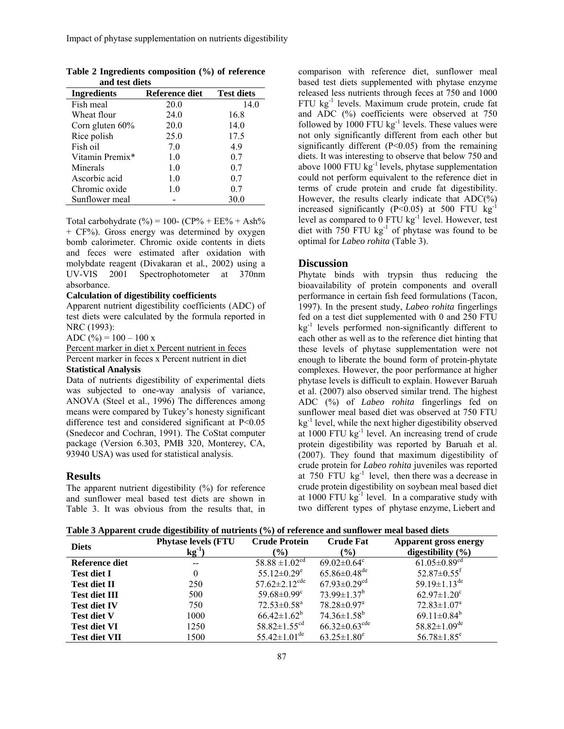**Table 2 Ingredients composition (%) of reference and test diets**

| Ingredients | Reference diet | Test diets |
|---|---|---|
| Fish meal | 20.0 | 14.0 |
| Wheat flour | 24.0 | 16.8 |
| Corn gluten 60% | 20.0 | 14.0 |
| Rice polish | 25.0 | 17.5 |
| Fish oil | 7.0 | 4.9 |
| Vitamin Premix* | 1.0 | 0.7 |
| Minerals | 1.0 | 0.7 |
| Ascorbic acid | 1.0 | 0.7 |
| Chromic oxide | 1.0 | 0.7 |
| Sunflower meal | - | 30.0 |

Total carbohydrate (%) = 100- (CP% + EE% + Ash% + CF%). Gross energy was determined by oxygen bomb calorimeter. Chromic oxide contents in diets and feces were estimated after oxidation with molybdate reagent (Divakaran et al., 2002) using a UV-VIS 2001 Spectrophotometer at 370nm absorbance.

**Calculation of digestibility coefficients**

Apparent nutrient digestibility coefficients (ADC) of test diets were calculated by the formula reported in NRC (1993):

$$ADC\ (\%) = 100 - 100 \times \frac{\text{Percent marker in diet} \times \text{Percent nutrient in feces}}{\text{Percent marker in feces} \times \text{Percent nutrient in diet}}$$

**Statistical Analysis**

Data of nutrients digestibility of experimental diets was subjected to one-way analysis of variance, ANOVA (Steel et al., 1996) The differences among means were compared by Tukey's honesty significant difference test and considered significant at $P<0.05$ (Snedecor and Cochran, 1991). The CoStat computer package (Version 6.303, PMB 320, Monterey, CA, 93940 USA) was used for statistical analysis.

## Results

The apparent nutrient digestibility (%) for reference and sunflower meal based test diets are shown in Table 3. It was obvious from the results that, in comparison with reference diet, sunflower meal based test diets supplemented with phytase enzyme released less nutrients through feces at 750 and 1000 FTU $kg^{-1}$ levels. Maximum crude protein, crude fat and ADC (%) coefficients were observed at 750 followed by 1000 FTU $kg^{-1}$ levels. These values were not only significantly different from each other but significantly different ($P<0.05$) from the remaining diets. It was interesting to observe that below 750 and above 1000 FTU $kg^{-1}$ levels, phytase supplementation could not perform equivalent to the reference diet in terms of crude protein and crude fat digestibility. However, the results clearly indicate that ADC(%) increased significantly ($P<0.05$) at 500 FTU $kg^{-1}$ level as compared to 0 FTU $kg^{-1}$ level. However, test diet with 750 FTU $kg^{-1}$ of phytase was found to be optimal for *Labeo rohita* (Table 3).

## Discussion

Phytate binds with trypsin thus reducing the bioavailability of protein components and overall performance in certain fish feed formulations (Tacon, 1997). In the present study, *Labeo rohita* fingerlings fed on a test diet supplemented with 0 and 250 FTU $kg^{-1}$ levels performed non-significantly different to each other as well as to the reference diet hinting that these levels of phytase supplementation were not enough to liberate the bound form of protein-phytate complexes. However, the poor performance at higher phytase levels is difficult to explain. However Baruah et al. (2007) also observed similar trend. The highest ADC (%) of *Labeo rohita* fingerlings fed on sunflower meal based diet was observed at 750 FTU $kg^{-1}$ level, while the next higher digestibility observed at 1000 FTU $kg^{-1}$ level. An increasing trend of crude protein digestibility was reported by Baruah et al. (2007). They found that maximum digestibility of crude protein for *Labeo rohita* juveniles was reported at 750 FTU $kg^{-1}$ level, then there was a decrease in crude protein digestibility on soybean meal based diet at 1000 FTU $kg^{-1}$ level. In a comparative study with two different types of phytase enzyme, Liebert and

**Table 3 Apparent crude digestibility of nutrients (%) of reference and sunflower meal based diets**

| Diets | Phytase levels (FTU $kg^{-1}$) | Crude Protein (%) | Crude Fat (%) | Apparent gross energy digestibility (%) |
|---|---|---|---|---|
| **Reference diet** | -- | $58.88 \pm 1.02^{cd}$ | $69.02 \pm 0.64^{c}$ | $61.05 \pm 0.89^{cd}$ |
| **Test diet I** | 0 | $55.12 \pm 0.29^{e}$ | $65.86 \pm 0.48^{de}$ | $52.87 \pm 0.55^{f}$ |
| **Test diet II** | 250 | $57.62 \pm 2.12^{cde}$ | $67.93 \pm 0.29^{cd}$ | $59.19 \pm 1.13^{de}$ |
| **Test diet III** | 500 | $59.68 \pm 0.99^{c}$ | $73.99 \pm 1.37^{b}$ | $62.97 \pm 1.20^{c}$ |
| **Test diet IV** | 750 | $72.53 \pm 0.58^{a}$ | $78.28 \pm 0.97^{a}$ | $72.83 \pm 1.07^{a}$ |
| **Test diet V** | 1000 | $66.42 \pm 1.62^{b}$ | $74.36 \pm 1.58^{b}$ | $69.11 \pm 0.84^{b}$ |
| **Test diet VI** | 1250 | $58.82 \pm 1.55^{cd}$ | $66.32 \pm 0.63^{cde}$ | $58.82 \pm 1.09^{de}$ |
| **Test diet VII** | 1500 | $55.42 \pm 1.01^{de}$ | $63.25 \pm 1.80^{e}$ | $56.78 \pm 1.85^{e}$ |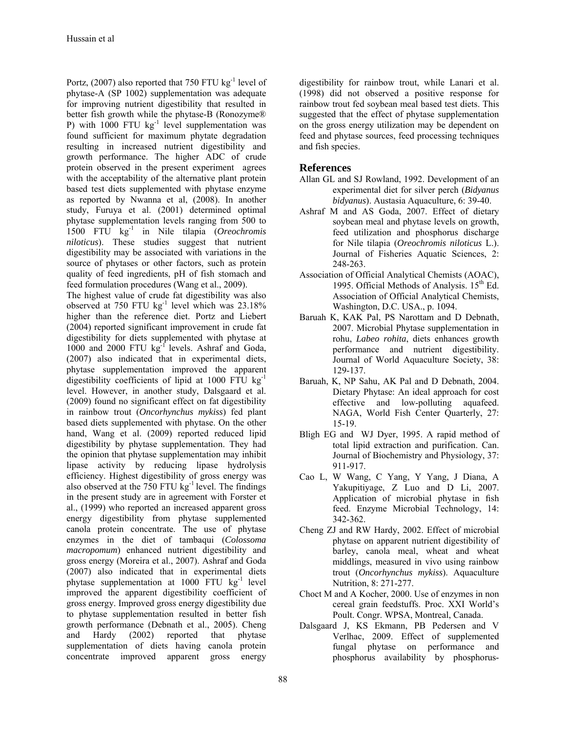Portz, (2007) also reported that 750 FTU $kg^{-1}$ level of phytase-A (SP 1002) supplementation was adequate for improving nutrient digestibility that resulted in better fish growth while the phytase-B (Ronozyme® P) with 1000 FTU $kg^{-1}$ level supplementation was found sufficient for maximum phytate degradation resulting in increased nutrient digestibility and growth performance. The higher ADC of crude protein observed in the present experiment agrees with the acceptability of the alternative plant protein based test diets supplemented with phytase enzyme as reported by Nwanna et al, (2008). In another study, Furuya et al. (2001) determined optimal phytase supplementation levels ranging from 500 to 1500 FTU $kg^{-1}$ in Nile tilapia (*Oreochromis niloticus*). These studies suggest that nutrient digestibility may be associated with variations in the source of phytases or other factors, such as protein quality of feed ingredients, pH of fish stomach and feed formulation procedures (Wang et al., 2009).

The highest value of crude fat digestibility was also observed at 750 FTU $kg^{-1}$ level which was 23.18% higher than the reference diet. Portz and Liebert (2004) reported significant improvement in crude fat digestibility for diets supplemented with phytase at 1000 and 2000 FTU $kg^{-1}$ levels. Ashraf and Goda, (2007) also indicated that in experimental diets, phytase supplementation improved the apparent digestibility coefficients of lipid at 1000 FTU $kg^{-1}$ level. However, in another study, Dalsgaard et al. (2009) found no significant effect on fat digestibility in rainbow trout (*Oncorhynchus mykiss*) fed plant based diets supplemented with phytase. On the other hand, Wang et al. (2009) reported reduced lipid digestibility by phytase supplementation. They had the opinion that phytase supplementation may inhibit lipase activity by reducing lipase hydrolysis efficiency. Highest digestibility of gross energy was also observed at the 750 FTU $kg^{-1}$ level. The findings in the present study are in agreement with Forster et al., (1999) who reported an increased apparent gross energy digestibility from phytase supplemented canola protein concentrate. The use of phytase enzymes in the diet of tambaqui (*Colossoma macropomum*) enhanced nutrient digestibility and gross energy (Moreira et al., 2007). Ashraf and Goda (2007) also indicated that in experimental diets phytase supplementation at 1000 FTU $kg^{-1}$ level improved the apparent digestibility coefficient of gross energy. Improved gross energy digestibility due to phytase supplementation resulted in better fish growth performance (Debnath et al., 2005). Cheng and Hardy (2002) reported that phytase supplementation of diets having canola protein concentrate improved apparent gross energy digestibility for rainbow trout, while Lanari et al. (1998) did not observed a positive response for rainbow trout fed soybean meal based test diets. This suggested that the effect of phytase supplementation on the gross energy utilization may be dependent on feed and phytase sources, feed processing techniques and fish species.

## References

Allan GL and SJ Rowland, 1992. Development of an experimental diet for silver perch (*Bidyanus bidyanus*). Austasia Aquaculture, 6: 39-40.

Ashraf M and AS Goda, 2007. Effect of dietary soybean meal and phytase levels on growth, feed utilization and phosphorus discharge for Nile tilapia (*Oreochromis niloticus* L.). Journal of Fisheries Aquatic Sciences, 2: 248-263.

Association of Official Analytical Chemists (AOAC), 1995. Official Methods of Analysis. 15th Ed. Association of Official Analytical Chemists, Washington, D.C. USA., p. 1094.

Baruah K, KAK Pal, PS Narottam and D Debnath, 2007. Microbial Phytase supplementation in rohu, *Labeo rohita*, diets enhances growth performance and nutrient digestibility. Journal of World Aquaculture Society, 38: 129-137.

Baruah, K, NP Sahu, AK Pal and D Debnath, 2004. Dietary Phytase: An ideal approach for cost effective and low-polluting aquafeed. NAGA, World Fish Center Quarterly, 27: 15-19.

Bligh EG and WJ Dyer, 1995. A rapid method of total lipid extraction and purification. Can. Journal of Biochemistry and Physiology, 37: 911-917.

Cao L, W Wang, C Yang, Y Yang, J Diana, A Yakupitiyage, Z Luo and D Li, 2007. Application of microbial phytase in fish feed. Enzyme Microbial Technology, 14: 342-362.

Cheng ZJ and RW Hardy, 2002. Effect of microbial phytase on apparent nutrient digestibility of barley, canola meal, wheat and wheat middlings, measured in vivo using rainbow trout (*Oncorhynchus mykiss*). Aquaculture Nutrition, 8: 271-277.

Choct M and A Kocher, 2000. Use of enzymes in non cereal grain feedstuffs. Proc. XXI World's Poult. Congr. WPSA, Montreal, Canada.

Dalsgaard J, KS Ekmann, PB Pedersen and V Verlhac, 2009. Effect of supplemented fungal phytase on performance and phosphorus availability by phosphorus-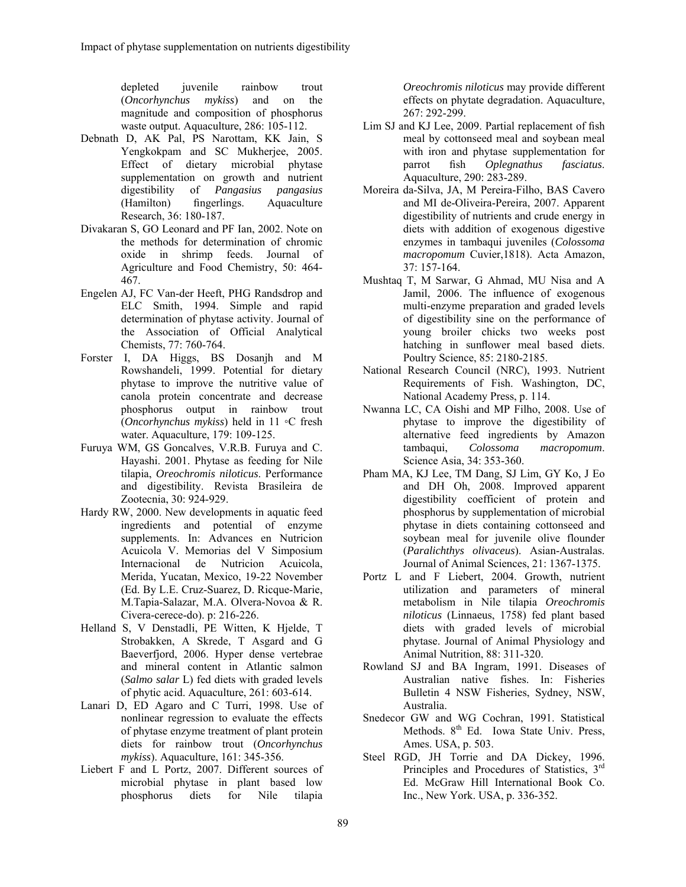depleted juvenile rainbow trout (*Oncorhynchus mykiss*) and on the magnitude and composition of phosphorus waste output. Aquaculture, 286: 105-112.

Debnath D, AK Pal, PS Narottam, KK Jain, S Yengkokpam and SC Mukherjee, 2005. Effect of dietary microbial phytase supplementation on growth and nutrient digestibility of *Pangasius pangasius* (Hamilton) fingerlings. Aquaculture Research, 36: 180-187.

Divakaran S, GO Leonard and PF Ian, 2002. Note on the methods for determination of chromic oxide in shrimp feeds. Journal of Agriculture and Food Chemistry, 50: 464-467.

Engelen AJ, FC Van-der Heeft, PHG Randsdrop and ELC Smith, 1994. Simple and rapid determination of phytase activity. Journal of the Association of Official Analytical Chemists, 77: 760-764.

Forster I, DA Higgs, BS Dosanjh and M Rowshandeli, 1999. Potential for dietary phytase to improve the nutritive value of canola protein concentrate and decrease phosphorus output in rainbow trout (*Oncorhynchus mykiss*) held in 11 ◦C fresh water. Aquaculture, 179: 109-125.

Furuya WM, GS Goncalves, V.R.B. Furuya and C. Hayashi. 2001. Phytase as feeding for Nile tilapia, *Oreochromis niloticus*. Performance and digestibility. Revista Brasileira de Zootecnia, 30: 924-929.

Hardy RW, 2000. New developments in aquatic feed ingredients and potential of enzyme supplements. In: Advances en Nutricion Acuicola V. Memorias del V Simposium Internacional de Nutricion Acuicola, Merida, Yucatan, Mexico, 19-22 November (Ed. By L.E. Cruz-Suarez, D. Ricque-Marie, M.Tapia-Salazar, M.A. Olvera-Novoa & R. Civera-cerece-do). p: 216-226.

Helland S, V Denstadli, PE Witten, K Hjelde, T Strobakken, A Skrede, T Asgard and G Baeverfjord, 2006. Hyper dense vertebrae and mineral content in Atlantic salmon (*Salmo salar* L) fed diets with graded levels of phytic acid. Aquaculture, 261: 603-614.

Lanari D, ED Agaro and C Turri, 1998. Use of nonlinear regression to evaluate the effects of phytase enzyme treatment of plant protein diets for rainbow trout (*Oncorhynchus mykiss*). Aquaculture, 161: 345-356.

Liebert F and L Portz, 2007. Different sources of microbial phytase in plant based low phosphorus diets for Nile tilapia *Oreochromis niloticus* may provide different effects on phytate degradation. Aquaculture, 267: 292-299.

Lim SJ and KJ Lee, 2009. Partial replacement of fish meal by cottonseed meal and soybean meal with iron and phytase supplementation for parrot fish *Oplegnathus fasciatus*. Aquaculture, 290: 283-289.

Moreira da-Silva, JA, M Pereira-Filho, BAS Cavero and MI de-Oliveira-Pereira, 2007. Apparent digestibility of nutrients and crude energy in diets with addition of exogenous digestive enzymes in tambaqui juveniles (*Colossoma macropomum* Cuvier,1818). Acta Amazon, 37: 157-164.

Mushtaq T, M Sarwar, G Ahmad, MU Nisa and A Jamil, 2006. The influence of exogenous multi-enzyme preparation and graded levels of digestibility sine on the performance of young broiler chicks two weeks post hatching in sunflower meal based diets. Poultry Science, 85: 2180-2185.

National Research Council (NRC), 1993. Nutrient Requirements of Fish. Washington, DC, National Academy Press, p. 114.

Nwanna LC, CA Oishi and MP Filho, 2008. Use of phytase to improve the digestibility of alternative feed ingredients by Amazon tambaqui, *Colossoma macropomum*. Science Asia, 34: 353-360.

Pham MA, KJ Lee, TM Dang, SJ Lim, GY Ko, J Eo and DH Oh, 2008. Improved apparent digestibility coefficient of protein and phosphorus by supplementation of microbial phytase in diets containing cottonseed and soybean meal for juvenile olive flounder (*Paralichthys olivaceus*). Asian-Australas. Journal of Animal Sciences, 21: 1367-1375.

Portz L and F Liebert, 2004. Growth, nutrient utilization and parameters of mineral metabolism in Nile tilapia *Oreochromis niloticus* (Linnaeus, 1758) fed plant based diets with graded levels of microbial phytase. Journal of Animal Physiology and Animal Nutrition, 88: 311-320.

Rowland SJ and BA Ingram, 1991. Diseases of Australian native fishes. In: Fisheries Bulletin 4 NSW Fisheries, Sydney, NSW, Australia.

Snedecor GW and WG Cochran, 1991. Statistical Methods. 8th Ed. Iowa State Univ. Press, Ames. USA, p. 503.

Steel RGD, JH Torrie and DA Dickey, 1996. Principles and Procedures of Statistics, 3rd Ed. McGraw Hill International Book Co. Inc., New York. USA, p. 336-352.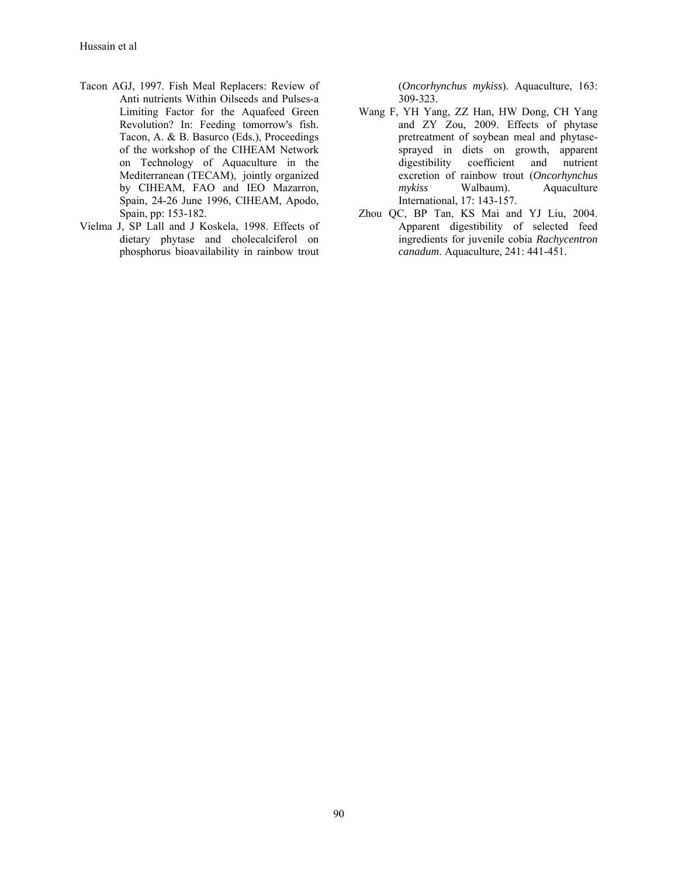Tacon AGJ, 1997. Fish Meal Replacers: Review of Anti nutrients Within Oilseeds and Pulses-a Limiting Factor for the Aquafeed Green Revolution? In: Feeding tomorrow's fish. Tacon, A. & B. Basurco (Eds.), Proceedings of the workshop of the CIHEAM Network on Technology of Aquaculture in the Mediterranean (TECAM), jointly organized by CIHEAM, FAO and IEO Mazarron, Spain, 24-26 June 1996, CIHEAM, Apodo, Spain, pp: 153-182.

Vielma J, SP Lall and J Koskela, 1998. Effects of dietary phytase and cholecalciferol on phosphorus bioavailability in rainbow trout (*Oncorhynchus mykiss*). Aquaculture, 163: 309-323.

Wang F, YH Yang, ZZ Han, HW Dong, CH Yang and ZY Zou, 2009. Effects of phytase pretreatment of soybean meal and phytase-sprayed in diets on growth, apparent digestibility coefficient and nutrient excretion of rainbow trout (*Oncorhynchus mykiss* Walbaum). Aquaculture International, 17: 143-157.

Zhou QC, BP Tan, KS Mai and YJ Liu, 2004. Apparent digestibility of selected feed ingredients for juvenile cobia *Rachycentron canadum*. Aquaculture, 241: 441-451.